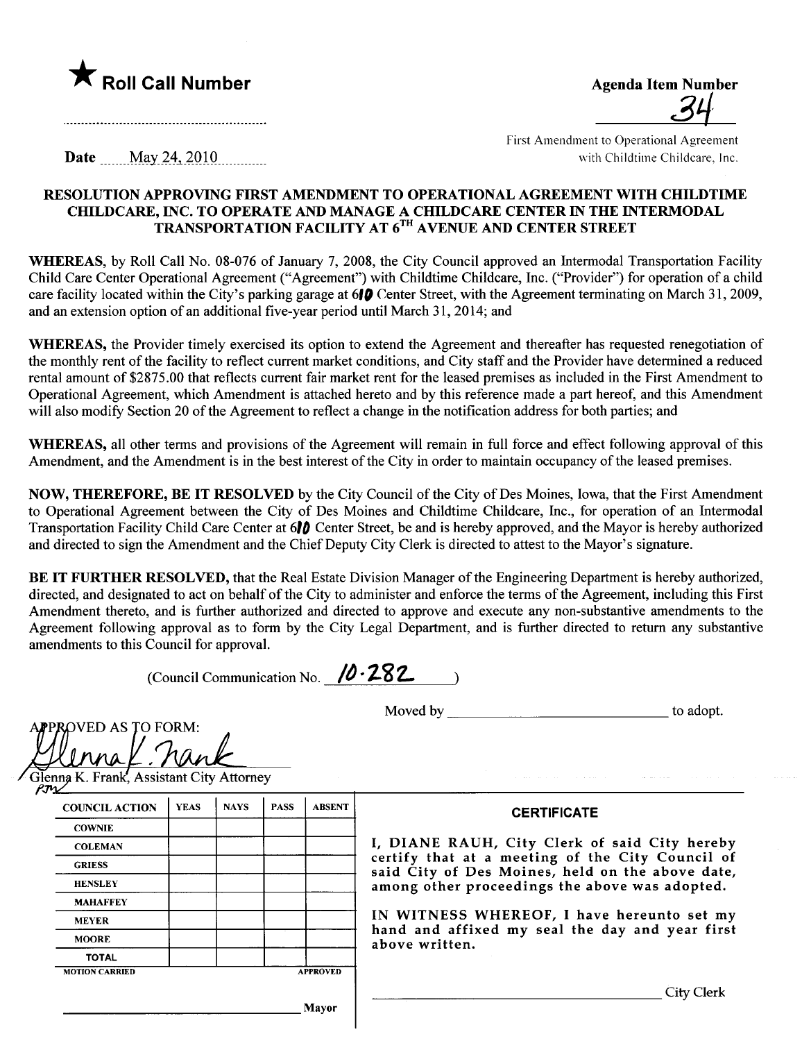★ **Roll Call Number**

..........................................................

**Date** May 24, 2010

**Agenda Item Number**

34

First Amendment to Operational Agreement with Childtime Childcare, Inc.

**RESOLUTION APPROVING FIRST AMENDMENT TO OPERATIONAL AGREEMENT WITH CHILDTIME CHILDCARE, INC. TO OPERATE AND MANAGE A CHILDCARE CENTER IN THE INTERMODAL TRANSPORTATION FACILITY AT 6TH AVENUE AND CENTER STREET**

**WHEREAS,** by Roll Call No. 08-076 of January 7, 2008, the City Council approved an Intermodal Transportation Facility Child Care Center Operational Agreement ("Agreement") with Childtime Childcare, Inc. ("Provider") for operation of a child care facility located within the City's parking garage at 610 Center Street, with the Agreement terminating on March 31, 2009, and an extension option of an additional five-year period until March 31, 2014; and

**WHEREAS,** the Provider timely exercised its option to extend the Agreement and thereafter has requested renegotiation of the monthly rent of the facility to reflect current market conditions, and City staff and the Provider have determined a reduced rental amount of $2875.00 that reflects current fair market rent for the leased premises as included in the First Amendment to Operational Agreement, which Amendment is attached hereto and by this reference made a part hereof, and this Amendment will also modify Section 20 of the Agreement to reflect a change in the notification address for both parties; and

**WHEREAS,** all other terms and provisions of the Agreement will remain in full force and effect following approval of this Amendment, and the Amendment is in the best interest of the City in order to maintain occupancy of the leased premises.

**NOW, THEREFORE, BE IT RESOLVED** by the City Council of the City of Des Moines, Iowa, that the First Amendment to Operational Agreement between the City of Des Moines and Childtime Childcare, Inc., for operation of an Intermodal Transportation Facility Child Care Center at 610 Center Street, be and is hereby approved, and the Mayor is hereby authorized and directed to sign the Amendment and the Chief Deputy City Clerk is directed to attest to the Mayor's signature.

**BE IT FURTHER RESOLVED,** that the Real Estate Division Manager of the Engineering Department is hereby authorized, directed, and designated to act on behalf of the City to administer and enforce the terms of the Agreement, including this First Amendment thereto, and is further authorized and directed to approve and execute any non-substantive amendments to the Agreement following approval as to form by the City Legal Department, and is further directed to return any substantive amendments to this Council for approval.

(Council Communication No. 10-282 )

Moved by ______________________________ to adopt.

APPROVED AS TO FORM:

Glenna K. Frank

Glenna K. Frank, Assistant City Attorney

| COUNCIL ACTION | YEAS | NAYS | PASS | ABSENT |
| --- | --- | --- | --- | --- |
| COWNIE | | | | |
| COLEMAN | | | | |
| GRIESS | | | | |
| HENSLEY | | | | |
| MAHAFFEY | | | | |
| MEYER | | | | |
| MOORE | | | | |
| TOTAL | | | | |
| MOTION CARRIED | | | | APPROVED |

______________________________ Mayor

**CERTIFICATE**

I, DIANE RAUH, City Clerk of said City hereby certify that at a meeting of the City Council of said City of Des Moines, held on the above date, among other proceedings the above was adopted.

IN WITNESS WHEREOF, I have hereunto set my hand and affixed my seal the day and year first above written.

______________________________ City Clerk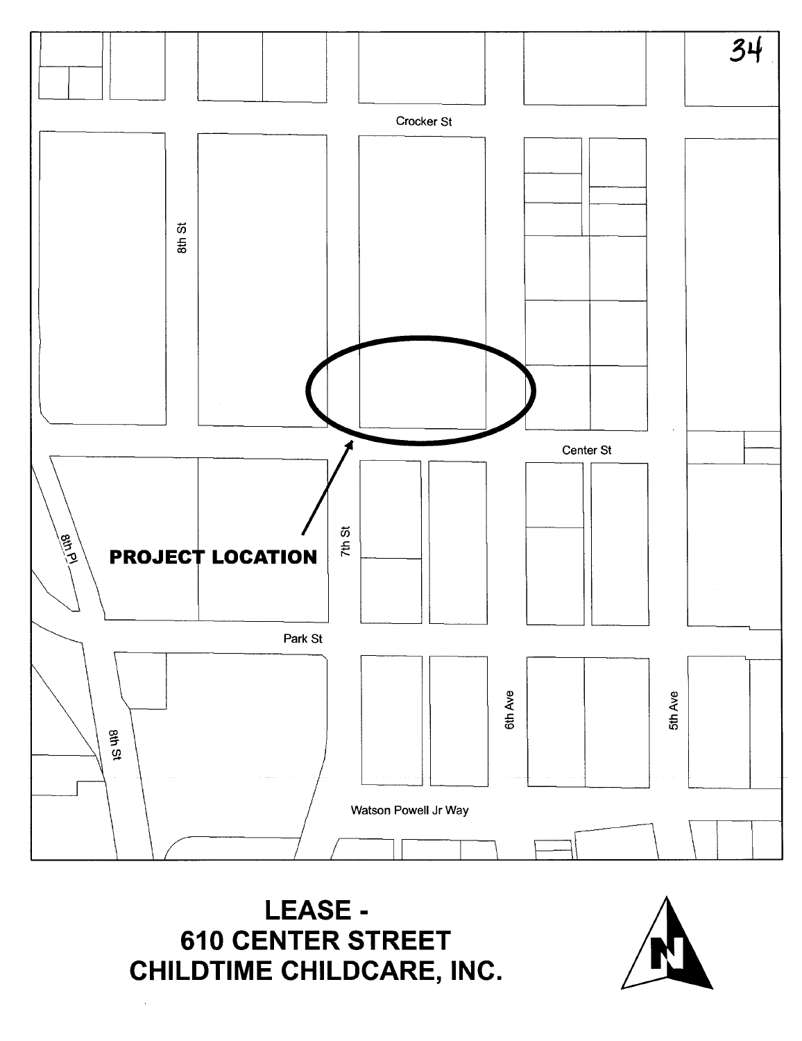34

Crocker St

8th St

Center St

8th Pl

PROJECT LOCATION

7th St

Park St

8th St

6th Ave

5th Ave

Watson Powell Jr Way

**LEASE -**
**610 CENTER STREET**
**CHILDTIME CHILDCARE, INC.**

N